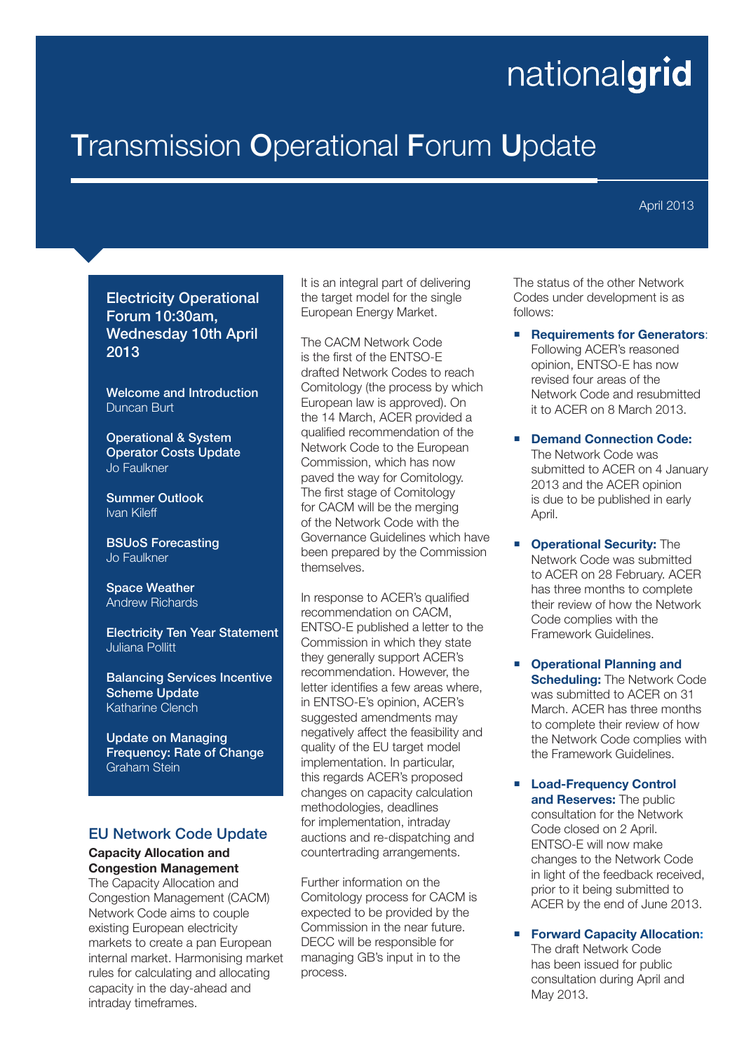nationalgrid

# Transmission Operational Forum Update

April 2013

## Electricity Operational Forum 10:30am, Wednesday 10th April 2013

**Welcome and Introduction**
Duncan Burt

**Operational & System Operator Costs Update**
Jo Faulkner

**Summer Outlook**
Ivan Kileff

**BSUoS Forecasting**
Jo Faulkner

**Space Weather**
Andrew Richards

**Electricity Ten Year Statement**
Juliana Pollitt

**Balancing Services Incentive Scheme Update**
Katharine Clench

**Update on Managing Frequency: Rate of Change**
Graham Stein

## EU Network Code Update

### Capacity Allocation and Congestion Management

The Capacity Allocation and Congestion Management (CACM) Network Code aims to couple existing European electricity markets to create a pan European internal market. Harmonising market rules for calculating and allocating capacity in the day-ahead and intraday timeframes. It is an integral part of delivering the target model for the single European Energy Market.

The CACM Network Code is the first of the ENTSO-E drafted Network Codes to reach Comitology (the process by which European law is approved). On the 14 March, ACER provided a qualified recommendation of the Network Code to the European Commission, which has now paved the way for Comitology. The first stage of Comitology for CACM will be the merging of the Network Code with the Governance Guidelines which have been prepared by the Commission themselves.

In response to ACER's qualified recommendation on CACM, ENTSO-E published a letter to the Commission in which they state they generally support ACER's recommendation. However, the letter identifies a few areas where, in ENTSO-E's opinion, ACER's suggested amendments may negatively affect the feasibility and quality of the EU target model implementation. In particular, this regards ACER's proposed changes on capacity calculation methodologies, deadlines for implementation, intraday auctions and re-dispatching and countertrading arrangements.

Further information on the Comitology process for CACM is expected to be provided by the Commission in the near future. DECC will be responsible for managing GB's input in to the process.

The status of the other Network Codes under development is as follows:

- **Requirements for Generators**: Following ACER's reasoned opinion, ENTSO-E has now revised four areas of the Network Code and resubmitted it to ACER on 8 March 2013.
- **Demand Connection Code:** The Network Code was submitted to ACER on 4 January 2013 and the ACER opinion is due to be published in early April.
- **Operational Security:** The Network Code was submitted to ACER on 28 February. ACER has three months to complete their review of how the Network Code complies with the Framework Guidelines.
- **Operational Planning and Scheduling:** The Network Code was submitted to ACER on 31 March. ACER has three months to complete their review of how the Network Code complies with the Framework Guidelines.
- **Load-Frequency Control and Reserves:** The public consultation for the Network Code closed on 2 April. ENTSO-E will now make changes to the Network Code in light of the feedback received, prior to it being submitted to ACER by the end of June 2013.
- **Forward Capacity Allocation:** The draft Network Code has been issued for public consultation during April and May 2013.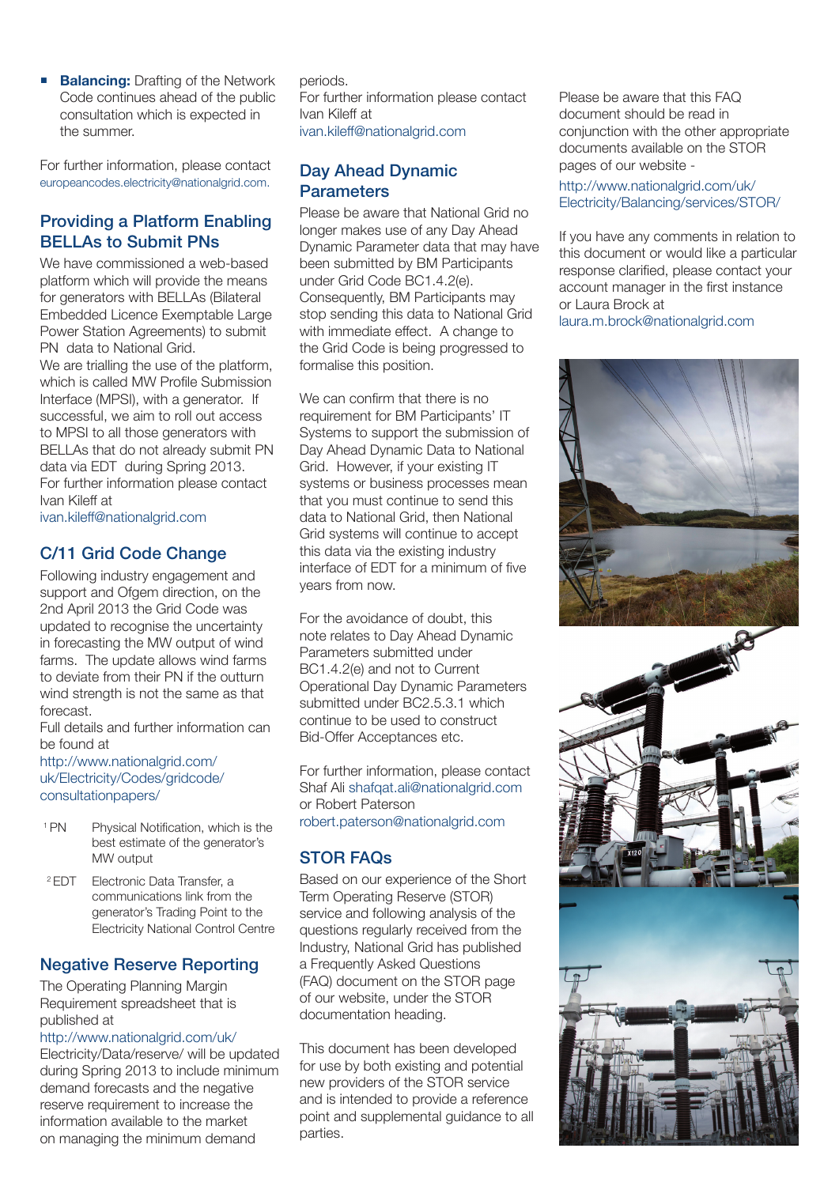- **Balancing:** Drafting of the Network Code continues ahead of the public consultation which is expected in the summer.

For further information, please contact europeancodes.electricity@nationalgrid.com.

## Providing a Platform Enabling BELLAs to Submit PNs

We have commissioned a web-based platform which will provide the means for generators with BELLAs (Bilateral Embedded Licence Exemptable Large Power Station Agreements) to submit PN data to National Grid.

We are trialling the use of the platform, which is called MW Profile Submission Interface (MPSI), with a generator. If successful, we aim to roll out access to MPSI to all those generators with BELLAs that do not already submit PN data via EDT during Spring 2013.

For further information please contact Ivan Kileff at ivan.kileff@nationalgrid.com

## C/11 Grid Code Change

Following industry engagement and support and Ofgem direction, on the 2nd April 2013 the Grid Code was updated to recognise the uncertainty in forecasting the MW output of wind farms. The update allows wind farms to deviate from their PN if the outturn wind strength is not the same as that forecast.

Full details and further information can be found at http://www.nationalgrid.com/uk/Electricity/Codes/gridcode/consultationpapers/

[1] PN Physical Notification, which is the best estimate of the generator's MW output

[2] EDT Electronic Data Transfer, a communications link from the generator's Trading Point to the Electricity National Control Centre

## Negative Reserve Reporting

The Operating Planning Margin Requirement spreadsheet that is published at http://www.nationalgrid.com/uk/Electricity/Data/reserve/ will be updated during Spring 2013 to include minimum demand forecasts and the negative reserve requirement to increase the information available to the market on managing the minimum demand periods.

For further information please contact Ivan Kileff at ivan.kileff@nationalgrid.com

## Day Ahead Dynamic Parameters

Please be aware that National Grid no longer makes use of any Day Ahead Dynamic Parameter data that may have been submitted by BM Participants under Grid Code BC1.4.2(e). Consequently, BM Participants may stop sending this data to National Grid with immediate effect. A change to the Grid Code is being progressed to formalise this position.

We can confirm that there is no requirement for BM Participants' IT Systems to support the submission of Day Ahead Dynamic Data to National Grid. However, if your existing IT systems or business processes mean that you must continue to send this data to National Grid, then National Grid systems will continue to accept this data via the existing industry interface of EDT for a minimum of five years from now.

For the avoidance of doubt, this note relates to Day Ahead Dynamic Parameters submitted under BC1.4.2(e) and not to Current Operational Day Dynamic Parameters submitted under BC2.5.3.1 which continue to be used to construct Bid-Offer Acceptances etc.

For further information, please contact Shaf Ali shafqat.ali@nationalgrid.com or Robert Paterson robert.paterson@nationalgrid.com

## STOR FAQs

Based on our experience of the Short Term Operating Reserve (STOR) service and following analysis of the questions regularly received from the Industry, National Grid has published a Frequently Asked Questions (FAQ) document on the STOR page of our website, under the STOR documentation heading.

This document has been developed for use by both existing and potential new providers of the STOR service and is intended to provide a reference point and supplemental guidance to all parties.

Please be aware that this FAQ document should be read in conjunction with the other appropriate documents available on the STOR pages of our website - http://www.nationalgrid.com/uk/Electricity/Balancing/services/STOR/

If you have any comments in relation to this document or would like a particular response clarified, please contact your account manager in the first instance or Laura Brock at laura.m.brock@nationalgrid.com